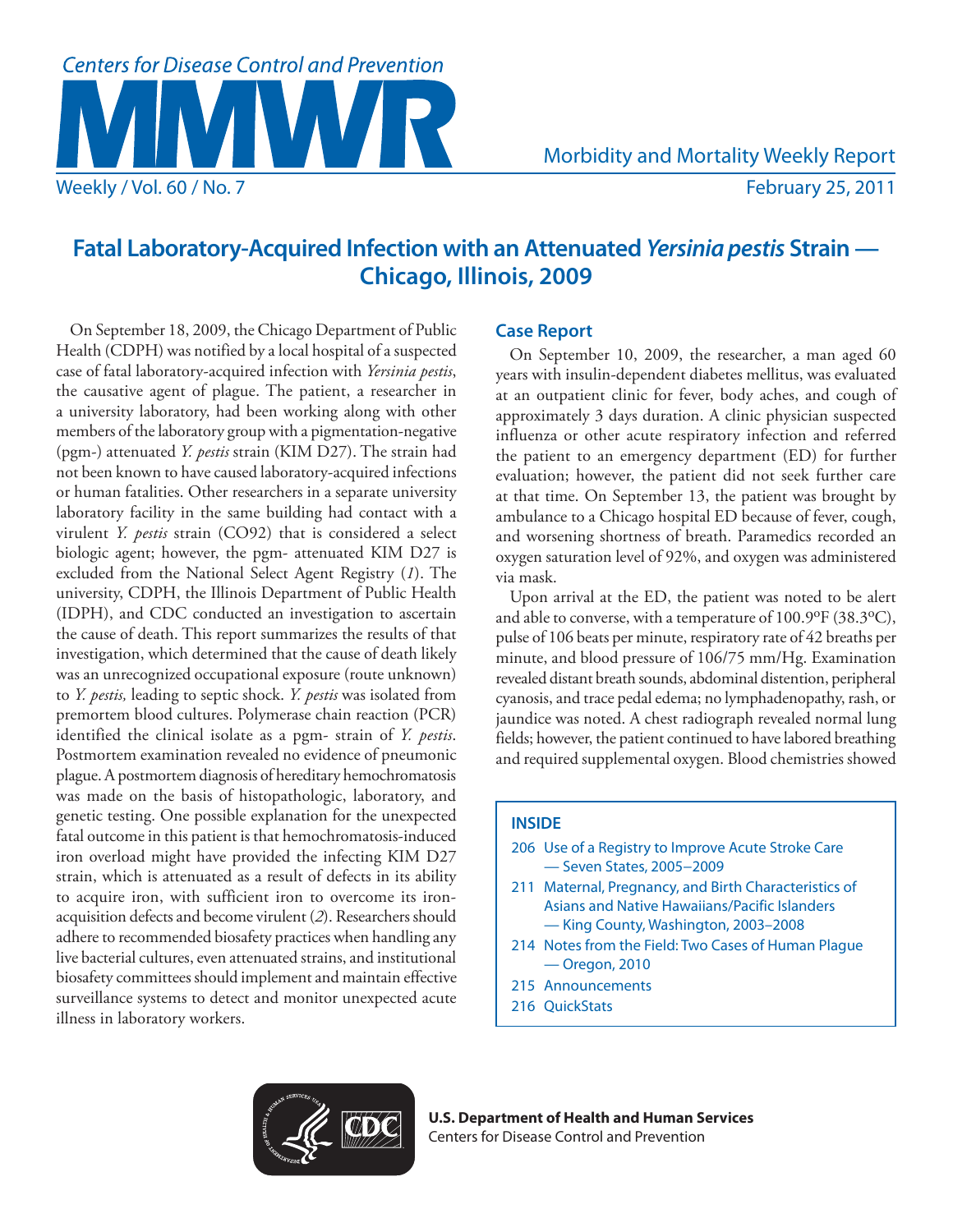# Fatal Laboratory-Acquired Infection with an Attenuated *Yersinia pestis* Strain — Chicago, Illinois, 2009

On September 18, 2009, the Chicago Department of Public Health (CDPH) was notified by a local hospital of a suspected case of fatal laboratory-acquired infection with *Yersinia pestis*, the causative agent of plague. The patient, a researcher in a university laboratory, had been working along with other members of the laboratory group with a pigmentation-negative (pgm-) attenuated *Y. pestis* strain (KIM D27). The strain had not been known to have caused laboratory-acquired infections or human fatalities. Other researchers in a separate university laboratory facility in the same building had contact with a virulent *Y. pestis* strain (CO92) that is considered a select biologic agent; however, the pgm- attenuated KIM D27 is excluded from the National Select Agent Registry (*1*). The university, CDPH, the Illinois Department of Public Health (IDPH), and CDC conducted an investigation to ascertain the cause of death. This report summarizes the results of that investigation, which determined that the cause of death likely was an unrecognized occupational exposure (route unknown) to *Y. pestis,* leading to septic shock. *Y. pestis* was isolated from premortem blood cultures. Polymerase chain reaction (PCR) identified the clinical isolate as a pgm- strain of *Y. pestis*. Postmortem examination revealed no evidence of pneumonic plague. A postmortem diagnosis of hereditary hemochromatosis was made on the basis of histopathologic, laboratory, and genetic testing. One possible explanation for the unexpected fatal outcome in this patient is that hemochromatosis-induced iron overload might have provided the infecting KIM D27 strain, which is attenuated as a result of defects in its ability to acquire iron, with sufficient iron to overcome its iron-acquisition defects and become virulent (*2*). Researchers should adhere to recommended biosafety practices when handling any live bacterial cultures, even attenuated strains, and institutional biosafety committees should implement and maintain effective surveillance systems to detect and monitor unexpected acute illness in laboratory workers.

## Case Report

On September 10, 2009, the researcher, a man aged 60 years with insulin-dependent diabetes mellitus, was evaluated at an outpatient clinic for fever, body aches, and cough of approximately 3 days duration. A clinic physician suspected influenza or other acute respiratory infection and referred the patient to an emergency department (ED) for further evaluation; however, the patient did not seek further care at that time. On September 13, the patient was brought by ambulance to a Chicago hospital ED because of fever, cough, and worsening shortness of breath. Paramedics recorded an oxygen saturation level of 92%, and oxygen was administered via mask.

Upon arrival at the ED, the patient was noted to be alert and able to converse, with a temperature of 100.9°F (38.3°C), pulse of 106 beats per minute, respiratory rate of 42 breaths per minute, and blood pressure of 106/75 mm/Hg. Examination revealed distant breath sounds, abdominal distention, peripheral cyanosis, and trace pedal edema; no lymphadenopathy, rash, or jaundice was noted. A chest radiograph revealed normal lung fields; however, the patient continued to have labored breathing and required supplemental oxygen. Blood chemistries showed

**INSIDE**

- 206 Use of a Registry to Improve Acute Stroke Care — Seven States, 2005–2009
- 211 Maternal, Pregnancy, and Birth Characteristics of Asians and Native Hawaiians/Pacific Islanders — King County, Washington, 2003–2008
- 214 Notes from the Field: Two Cases of Human Plague — Oregon, 2010
- 215 Announcements
- 216 QuickStats

U.S. Department of Health and Human Services
Centers for Disease Control and Prevention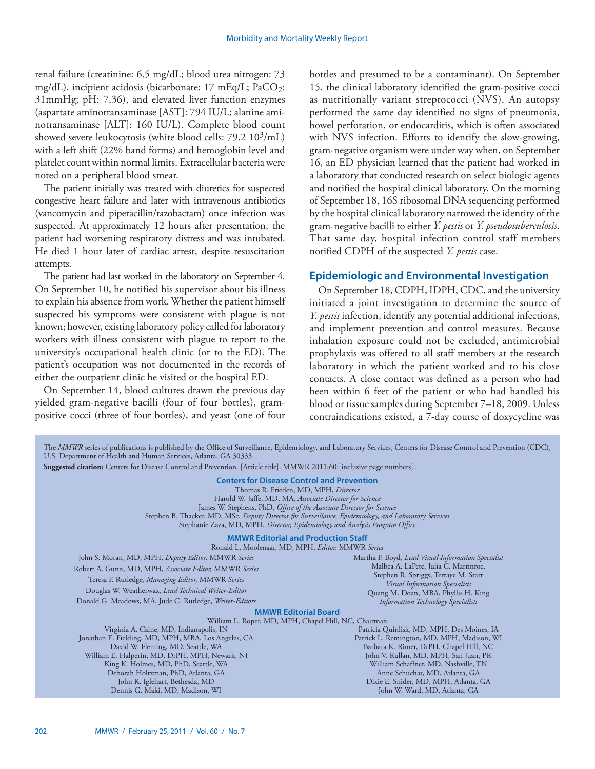renal failure (creatinine: 6.5 mg/dL; blood urea nitrogen: 73 mg/dL), incipient acidosis (bicarbonate: 17 mEq/L; $PaCO_2$: 31mmHg; pH: 7.36), and elevated liver function enzymes (aspartate aminotransaminase [AST]: 794 IU/L; alanine aminotransaminase [ALT]: 160 IU/L). Complete blood count showed severe leukocytosis (white blood cells: 79.2 $10^3$/mL) with a left shift (22% band forms) and hemoglobin level and platelet count within normal limits. Extracellular bacteria were noted on a peripheral blood smear.

The patient initially was treated with diuretics for suspected congestive heart failure and later with intravenous antibiotics (vancomycin and piperacillin/tazobactam) once infection was suspected. At approximately 12 hours after presentation, the patient had worsening respiratory distress and was intubated. He died 1 hour later of cardiac arrest, despite resuscitation attempts.

The patient had last worked in the laboratory on September 4. On September 10, he notified his supervisor about his illness to explain his absence from work. Whether the patient himself suspected his symptoms were consistent with plague is not known; however, existing laboratory policy called for laboratory workers with illness consistent with plague to report to the university's occupational health clinic (or to the ED). The patient's occupation was not documented in the records of either the outpatient clinic he visited or the hospital ED.

On September 14, blood cultures drawn the previous day yielded gram-negative bacilli (four of four bottles), gram-positive cocci (three of four bottles), and yeast (one of four bottles and presumed to be a contaminant). On September 15, the clinical laboratory identified the gram-positive cocci as nutritionally variant streptococci (NVS). An autopsy performed the same day identified no signs of pneumonia, bowel perforation, or endocarditis, which is often associated with NVS infection. Efforts to identify the slow-growing, gram-negative organism were under way when, on September 16, an ED physician learned that the patient had worked in a laboratory that conducted research on select biologic agents and notified the hospital clinical laboratory. On the morning of September 18, 16S ribosomal DNA sequencing performed by the hospital clinical laboratory narrowed the identity of the gram-negative bacilli to either *Y. pestis* or *Y. pseudotuberculosis*. That same day, hospital infection control staff members notified CDPH of the suspected *Y. pestis* case.

## Epidemiologic and Environmental Investigation

On September 18, CDPH, IDPH, CDC, and the university initiated a joint investigation to determine the source of *Y. pestis* infection, identify any potential additional infections, and implement prevention and control measures. Because inhalation exposure could not be excluded, antimicrobial prophylaxis was offered to all staff members at the research laboratory in which the patient worked and to his close contacts. A close contact was defined as a person who had been within 6 feet of the patient or who had handled his blood or tissue samples during September 7–18, 2009. Unless contraindications existed, a 7-day course of doxycycline was

The *MMWR* series of publications is published by the Office of Surveillance, Epidemiology, and Laboratory Services, Centers for Disease Control and Prevention (CDC), U.S. Department of Health and Human Services, Atlanta, GA 30333.

**Suggested citation:** Centers for Disease Control and Prevention. [Article title]. MMWR 2011;60:[inclusive page numbers].

**Centers for Disease Control and Prevention**

Thomas R. Frieden, MD, MPH, *Director*
Harold W. Jaffe, MD, MA, *Associate Director for Science*
James W. Stephens, PhD, *Office of the Associate Director for Science*
Stephen B. Thacker, MD, MSc, *Deputy Director for Surveillance, Epidemiology, and Laboratory Services*
Stephanie Zaza, MD, MPH, *Director, Epidemiology and Analysis Program Office*

**MMWR Editorial and Production Staff**

Ronald L. Moolenaar, MD, MPH, *Editor,* MMWR *Series*
John S. Moran, MD, MPH, *Deputy Editor,* MMWR *Series*
Robert A. Gunn, MD, MPH, *Associate Editor,* MMWR *Series*
Teresa F. Rutledge, *Managing Editor,* MMWR *Series*
Douglas W. Weatherwax, *Lead Technical Writer-Editor*
Donald G. Meadows, MA, Jude C. Rutledge, *Writer-Editors*
Martha F. Boyd, *Lead Visual Information Specialist*
Malbea A. LaPete, Julia C. Martinroe, Stephen R. Spriggs, Terraye M. Starr, *Visual Information Specialists*
Quang M. Doan, MBA, Phyllis H. King, *Information Technology Specialists*

**MMWR Editorial Board**

William L. Roper, MD, MPH, Chapel Hill, NC, Chairman
Virginia A. Caine, MD, Indianapolis, IN
Jonathan E. Fielding, MD, MPH, MBA, Los Angeles, CA
David W. Fleming, MD, Seattle, WA
William E. Halperin, MD, DrPH, MPH, Newark, NJ
King K. Holmes, MD, PhD, Seattle, WA
Deborah Holtzman, PhD, Atlanta, GA
John K. Iglehart, Bethesda, MD
Dennis G. Maki, MD, Madison, WI
Patricia Quinlisk, MD, MPH, Des Moines, IA
Patrick L. Remington, MD, MPH, Madison, WI
Barbara K. Rimer, DrPH, Chapel Hill, NC
John V. Rullan, MD, MPH, San Juan, PR
William Schaffner, MD, Nashville, TN
Anne Schuchat, MD, Atlanta, GA
Dixie E. Snider, MD, MPH, Atlanta, GA
John W. Ward, MD, Atlanta, GA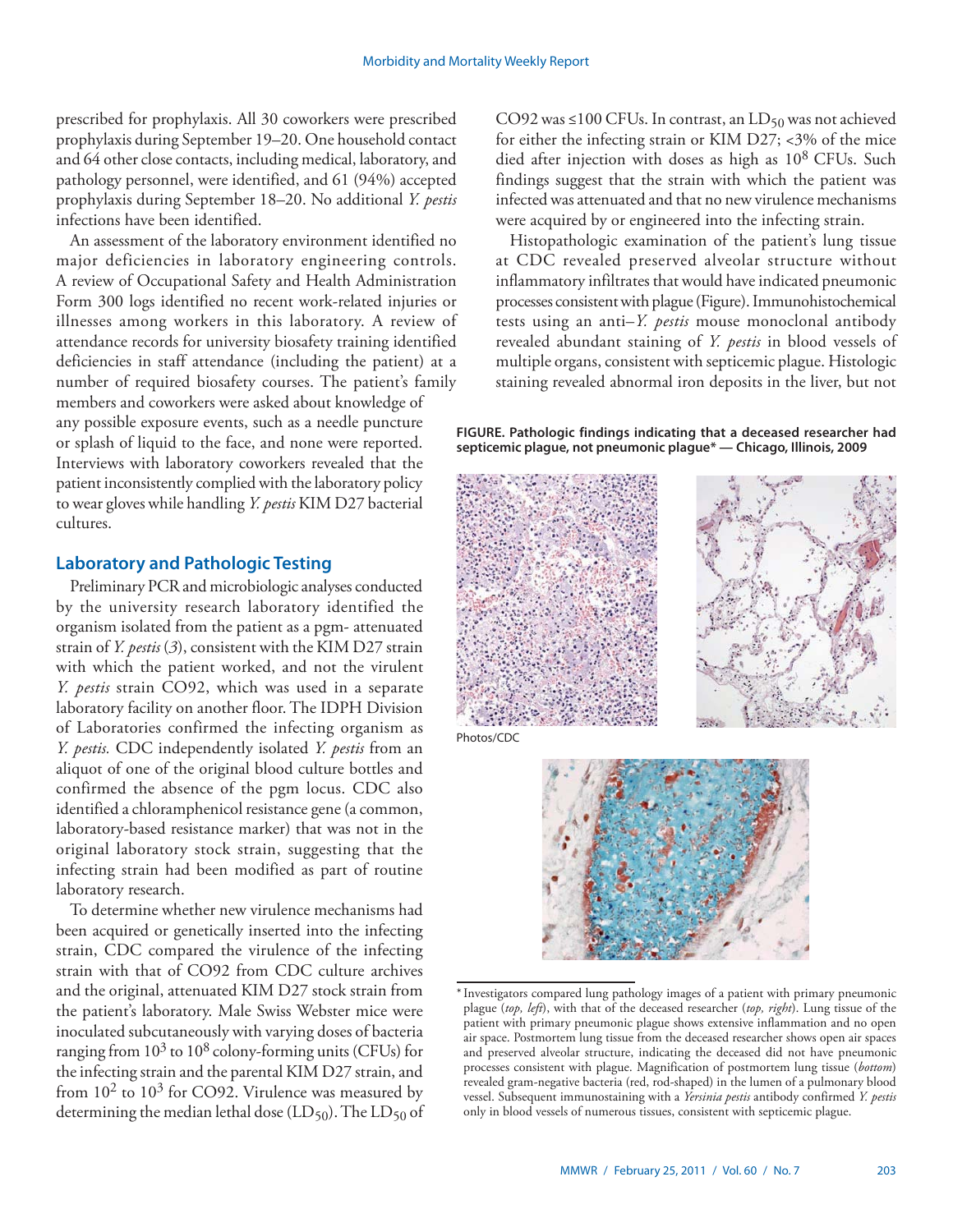prescribed for prophylaxis. All 30 coworkers were prescribed prophylaxis during September 19–20. One household contact and 64 other close contacts, including medical, laboratory, and pathology personnel, were identified, and 61 (94%) accepted prophylaxis during September 18–20. No additional *Y. pestis* infections have been identified.

An assessment of the laboratory environment identified no major deficiencies in laboratory engineering controls. A review of Occupational Safety and Health Administration Form 300 logs identified no recent work-related injuries or illnesses among workers in this laboratory. A review of attendance records for university biosafety training identified deficiencies in staff attendance (including the patient) at a number of required biosafety courses. The patient's family members and coworkers were asked about knowledge of any possible exposure events, such as a needle puncture or splash of liquid to the face, and none were reported. Interviews with laboratory coworkers revealed that the patient inconsistently complied with the laboratory policy to wear gloves while handling *Y. pestis* KIM D27 bacterial cultures.

## Laboratory and Pathologic Testing

Preliminary PCR and microbiologic analyses conducted by the university research laboratory identified the organism isolated from the patient as a pgm- attenuated strain of *Y. pestis* (*3*), consistent with the KIM D27 strain with which the patient worked, and not the virulent *Y. pestis* strain CO92, which was used in a separate laboratory facility on another floor. The IDPH Division of Laboratories confirmed the infecting organism as *Y. pestis.* CDC independently isolated *Y. pestis* from an aliquot of one of the original blood culture bottles and confirmed the absence of the pgm locus. CDC also identified a chloramphenicol resistance gene (a common, laboratory-based resistance marker) that was not in the original laboratory stock strain, suggesting that the infecting strain had been modified as part of routine laboratory research.

To determine whether new virulence mechanisms had been acquired or genetically inserted into the infecting strain, CDC compared the virulence of the infecting strain with that of CO92 from CDC culture archives and the original, attenuated KIM D27 stock strain from the patient's laboratory. Male Swiss Webster mice were inoculated subcutaneously with varying doses of bacteria ranging from $10^3$ to $10^8$ colony-forming units (CFUs) for the infecting strain and the parental KIM D27 strain, and from $10^2$ to $10^3$ for CO92. Virulence was measured by determining the median lethal dose ($LD_{50}$). The $LD_{50}$ of CO92 was ≤100 CFUs. In contrast, an $LD_{50}$ was not achieved for either the infecting strain or KIM D27; <3% of the mice died after injection with doses as high as $10^8$ CFUs. Such findings suggest that the strain with which the patient was infected was attenuated and that no new virulence mechanisms were acquired by or engineered into the infecting strain.

Histopathologic examination of the patient's lung tissue at CDC revealed preserved alveolar structure without inflammatory infiltrates that would have indicated pneumonic processes consistent with plague (Figure). Immunohistochemical tests using an anti–*Y. pestis* mouse monoclonal antibody revealed abundant staining of *Y. pestis* in blood vessels of multiple organs, consistent with septicemic plague. Histologic staining revealed abnormal iron deposits in the liver, but not

**FIGURE. Pathologic findings indicating that a deceased researcher had septicemic plague, not pneumonic plague* — Chicago, Illinois, 2009**

Photos/CDC

\* Investigators compared lung pathology images of a patient with primary pneumonic plague (*top, left*), with that of the deceased researcher (*top, right*). Lung tissue of the patient with primary pneumonic plague shows extensive inflammation and no open air space. Postmortem lung tissue from the deceased researcher shows open air spaces and preserved alveolar structure, indicating the deceased did not have pneumonic processes consistent with plague. Magnification of postmortem lung tissue (*bottom*) revealed gram-negative bacteria (red, rod-shaped) in the lumen of a pulmonary blood vessel. Subsequent immunostaining with a *Yersinia pestis* antibody confirmed *Y. pestis* only in blood vessels of numerous tissues, consistent with septicemic plague.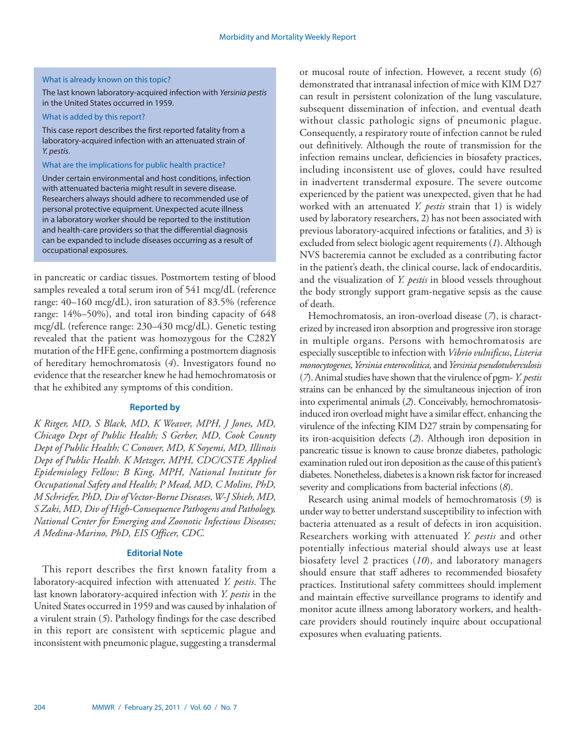What is already known on this topic?

The last known laboratory-acquired infection with *Yersinia pestis* in the United States occurred in 1959.

What is added by this report?

This case report describes the first reported fatality from a laboratory-acquired infection with an attenuated strain of *Y. pestis*.

What are the implications for public health practice?

Under certain environmental and host conditions, infection with attenuated bacteria might result in severe disease. Researchers always should adhere to recommended use of personal protective equipment. Unexpected acute illness in a laboratory worker should be reported to the institution and health-care providers so that the differential diagnosis can be expanded to include diseases occurring as a result of occupational exposures.

in pancreatic or cardiac tissues. Postmortem testing of blood samples revealed a total serum iron of 541 mcg/dL (reference range: 40–160 mcg/dL), iron saturation of 83.5% (reference range: 14%–50%), and total iron binding capacity of 648 mcg/dL (reference range: 230–430 mcg/dL). Genetic testing revealed that the patient was homozygous for the C282Y mutation of the HFE gene, confirming a postmortem diagnosis of hereditary hemochromatosis (*4*). Investigators found no evidence that the researcher knew he had hemochromatosis or that he exhibited any symptoms of this condition.

### Reported by

*K Ritger, MD, S Black, MD, K Weaver, MPH, J Jones, MD, Chicago Dept of Public Health; S Gerber, MD, Cook County Dept of Public Health; C Conover, MD, K Soyemi, MD, Illinois Dept of Public Health. K Metzger, MPH, CDC/CSTE Applied Epidemiology Fellow; B King, MPH, National Institute for Occupational Safety and Health; P Mead, MD, C Molins, PhD, M Schriefer, PhD, Div of Vector-Borne Diseases, W-J Shieh, MD, S Zaki, MD, Div of High-Consequence Pathogens and Pathology, National Center for Emerging and Zoonotic Infectious Diseases; A Medina-Marino, PhD, EIS Officer, CDC.*

### Editorial Note

This report describes the first known fatality from a laboratory-acquired infection with attenuated *Y. pestis*. The last known laboratory-acquired infection with *Y. pestis* in the United States occurred in 1959 and was caused by inhalation of a virulent strain (*5*). Pathology findings for the case described in this report are consistent with septicemic plague and inconsistent with pneumonic plague, suggesting a transdermal or mucosal route of infection. However, a recent study (*6*) demonstrated that intranasal infection of mice with KIM D27 can result in persistent colonization of the lung vasculature, subsequent dissemination of infection, and eventual death without classic pathologic signs of pneumonic plague. Consequently, a respiratory route of infection cannot be ruled out definitively. Although the route of transmission for the infection remains unclear, deficiencies in biosafety practices, including inconsistent use of gloves, could have resulted in inadvertent transdermal exposure. The severe outcome experienced by the patient was unexpected, given that he had worked with an attenuated *Y. pestis* strain that 1) is widely used by laboratory researchers, 2) has not been associated with previous laboratory-acquired infections or fatalities, and 3) is excluded from select biologic agent requirements (*1*). Although NVS bacteremia cannot be excluded as a contributing factor in the patient's death, the clinical course, lack of endocarditis, and the visualization of *Y. pestis* in blood vessels throughout the body strongly support gram-negative sepsis as the cause of death.

Hemochromatosis, an iron-overload disease (*7*), is characterized by increased iron absorption and progressive iron storage in multiple organs. Persons with hemochromatosis are especially susceptible to infection with *Vibrio vulnificus*, *Listeria monocytogenes*, *Yersinia enterocolitica*, and *Yersinia pseudotuberculosis* (*7*). Animal studies have shown that the virulence of pgm- *Y. pestis* strains can be enhanced by the simultaneous injection of iron into experimental animals (*2*). Conceivably, hemochromatosis-induced iron overload might have a similar effect, enhancing the virulence of the infecting KIM D27 strain by compensating for its iron-acquisition defects (*2*). Although iron deposition in pancreatic tissue is known to cause bronze diabetes, pathologic examination ruled out iron deposition as the cause of this patient's diabetes. Nonetheless, diabetes is a known risk factor for increased severity and complications from bacterial infections (*8*).

Research using animal models of hemochromatosis (*9*) is under way to better understand susceptibility to infection with bacteria attenuated as a result of defects in iron acquisition. Researchers working with attenuated *Y. pestis* and other potentially infectious material should always use at least biosafety level 2 practices (*10*), and laboratory managers should ensure that staff adheres to recommended biosafety practices. Institutional safety committees should implement and maintain effective surveillance programs to identify and monitor acute illness among laboratory workers, and health-care providers should routinely inquire about occupational exposures when evaluating patients.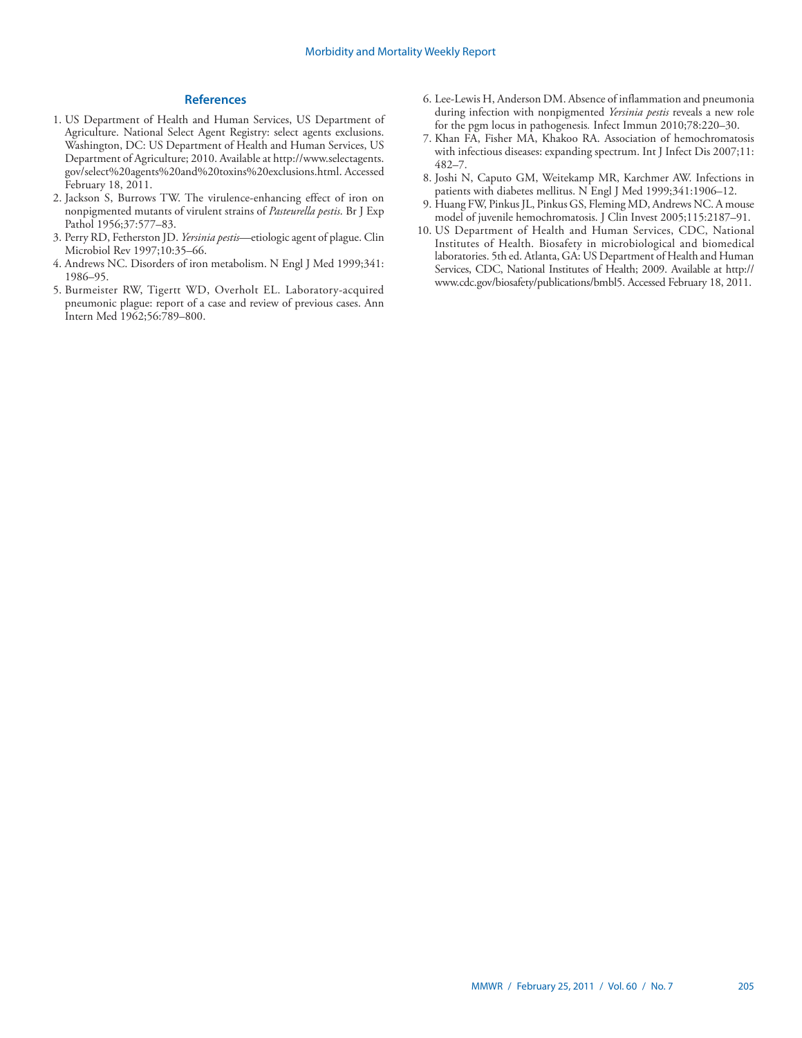## References

1. US Department of Health and Human Services, US Department of Agriculture. National Select Agent Registry: select agents exclusions. Washington, DC: US Department of Health and Human Services, US Department of Agriculture; 2010. Available at http://www.selectagents.gov/select%20agents%20and%20toxins%20exclusions.html. Accessed February 18, 2011.
2. Jackson S, Burrows TW. The virulence-enhancing effect of iron on nonpigmented mutants of virulent strains of *Pasteurella pestis*. Br J Exp Pathol 1956;37:577–83.
3. Perry RD, Fetherston JD. *Yersinia pestis*—etiologic agent of plague. Clin Microbiol Rev 1997;10:35–66.
4. Andrews NC. Disorders of iron metabolism. N Engl J Med 1999;341:1986–95.
5. Burmeister RW, Tigertt WD, Overholt EL. Laboratory-acquired pneumonic plague: report of a case and review of previous cases. Ann Intern Med 1962;56:789–800.
6. Lee-Lewis H, Anderson DM. Absence of inflammation and pneumonia during infection with nonpigmented *Yersinia pestis* reveals a new role for the pgm locus in pathogenesis. Infect Immun 2010;78:220–30.
7. Khan FA, Fisher MA, Khakoo RA. Association of hemochromatosis with infectious diseases: expanding spectrum. Int J Infect Dis 2007;11:482–7.
8. Joshi N, Caputo GM, Weitekamp MR, Karchmer AW. Infections in patients with diabetes mellitus. N Engl J Med 1999;341:1906–12.
9. Huang FW, Pinkus JL, Pinkus GS, Fleming MD, Andrews NC. A mouse model of juvenile hemochromatosis. J Clin Invest 2005;115:2187–91.
10. US Department of Health and Human Services, CDC, National Institutes of Health. Biosafety in microbiological and biomedical laboratories. 5th ed. Atlanta, GA: US Department of Health and Human Services, CDC, National Institutes of Health; 2009. Available at http://www.cdc.gov/biosafety/publications/bmbl5. Accessed February 18, 2011.